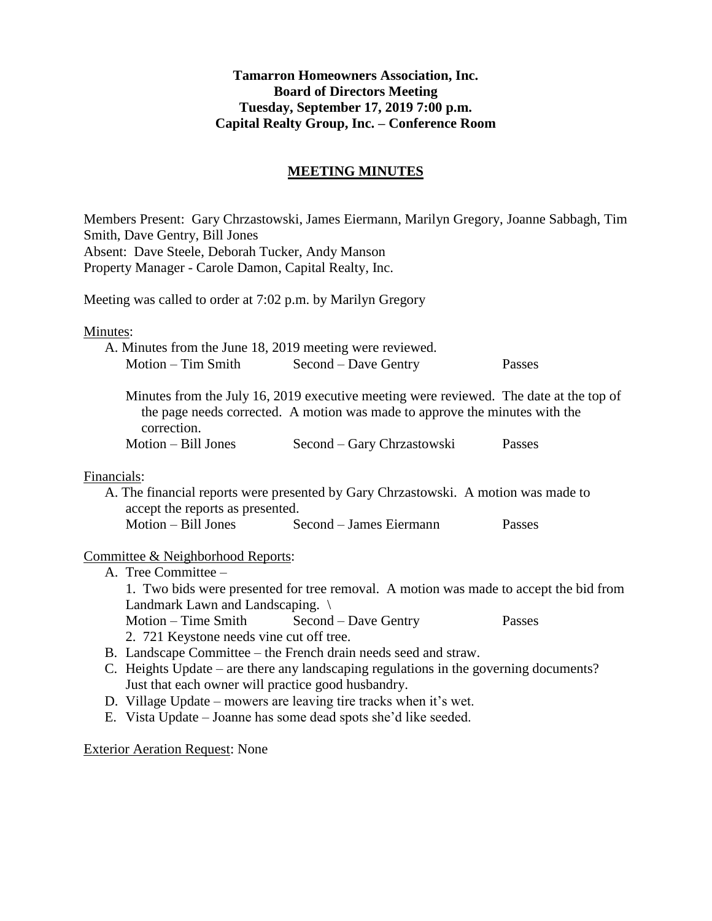**Tamarron Homeowners Association, Inc.**
**Board of Directors Meeting**
**Tuesday, September 17, 2019 7:00 p.m.**
**Capital Realty Group, Inc. – Conference Room**

## MEETING MINUTES

Members Present: Gary Chrzastowski, James Eiermann, Marilyn Gregory, Joanne Sabbagh, Tim Smith, Dave Gentry, Bill Jones
Absent: Dave Steele, Deborah Tucker, Andy Manson
Property Manager - Carole Damon, Capital Realty, Inc.

Meeting was called to order at 7:02 p.m. by Marilyn Gregory

Minutes:

A. Minutes from the June 18, 2019 meeting were reviewed.
Motion – Tim Smith Second – Dave Gentry Passes

Minutes from the July 16, 2019 executive meeting were reviewed. The date at the top of the page needs corrected. A motion was made to approve the minutes with the correction.
Motion – Bill Jones Second – Gary Chrzastowski Passes

Financials:

A. The financial reports were presented by Gary Chrzastowski. A motion was made to accept the reports as presented.
Motion – Bill Jones Second – James Eiermann Passes

Committee & Neighborhood Reports:

A. Tree Committee –
1. Two bids were presented for tree removal. A motion was made to accept the bid from Landmark Lawn and Landscaping. \
Motion – Time Smith Second – Dave Gentry Passes
2. 721 Keystone needs vine cut off tree.
B. Landscape Committee – the French drain needs seed and straw.
C. Heights Update – are there any landscaping regulations in the governing documents? Just that each owner will practice good husbandry.
D. Village Update – mowers are leaving tire tracks when it's wet.
E. Vista Update – Joanne has some dead spots she'd like seeded.

Exterior Aeration Request: None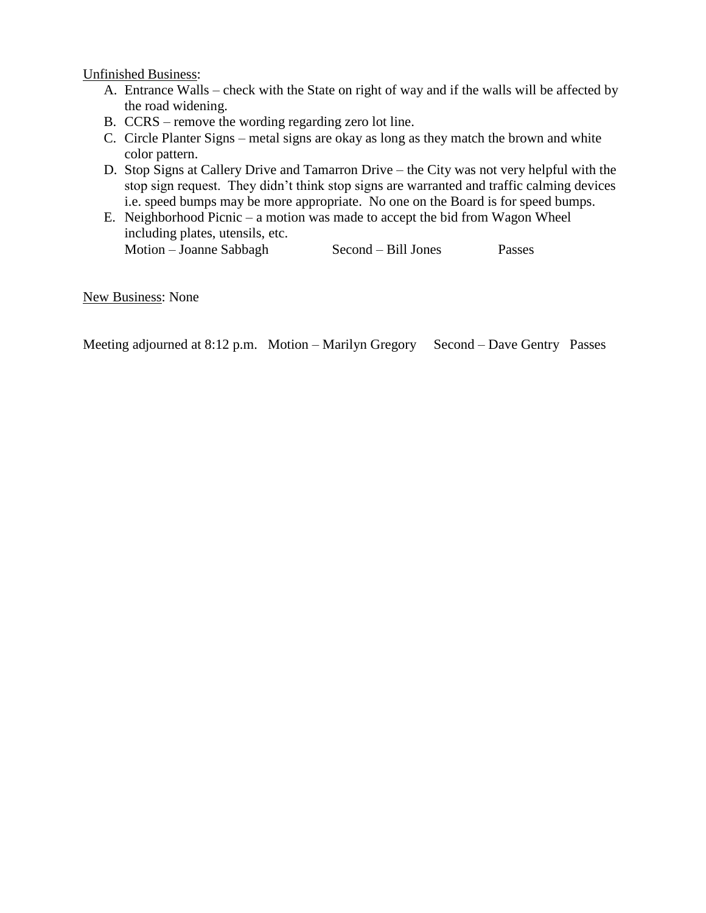Unfinished Business:

A. Entrance Walls – check with the State on right of way and if the walls will be affected by the road widening.
B. CCRS – remove the wording regarding zero lot line.
C. Circle Planter Signs – metal signs are okay as long as they match the brown and white color pattern.
D. Stop Signs at Callery Drive and Tamarron Drive – the City was not very helpful with the stop sign request. They didn't think stop signs are warranted and traffic calming devices i.e. speed bumps may be more appropriate. No one on the Board is for speed bumps.
E. Neighborhood Picnic – a motion was made to accept the bid from Wagon Wheel including plates, utensils, etc.
   Motion – Joanne Sabbagh    Second – Bill Jones    Passes

New Business: None

Meeting adjourned at 8:12 p.m.   Motion – Marilyn Gregory   Second – Dave Gentry   Passes